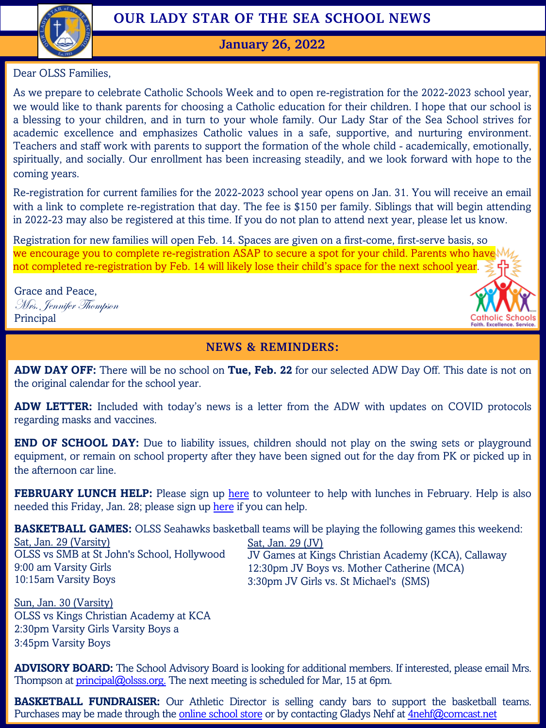# OUR LADY STAR OF THE SEA SCHOOL NEWS

## January 26, 2022

Dear OLSS Families,

As we prepare to celebrate Catholic Schools Week and to open re-registration for the 2022-2023 school year, we would like to thank parents for choosing a Catholic education for their children. I hope that our school is a blessing to your children, and in turn to your whole family. Our Lady Star of the Sea School strives for academic excellence and emphasizes Catholic values in a safe, supportive, and nurturing environment. Teachers and staff work with parents to support the formation of the whole child - academically, emotionally, spiritually, and socially. Our enrollment has been increasing steadily, and we look forward with hope to the coming years.

Re-registration for current families for the 2022-2023 school year opens on Jan. 31. You will receive an email with a link to complete re-registration that day. The fee is $150 per family. Siblings that will begin attending in 2022-23 may also be registered at this time. If you do not plan to attend next year, please let us know.

Registration for new families will open Feb. 14. Spaces are given on a first-come, first-serve basis, so we encourage you to complete re-registration ASAP to secure a spot for your child. Parents who have not completed re-registration by Feb. 14 will likely lose their child's space for the next school year.

Grace and Peace,
*Mrs. Jennifer Thompson*
Principal

Catholic Schools
Faith. Excellence. Service.

## NEWS & REMINDERS:

**ADW DAY OFF:** There will be no school on **Tue, Feb. 22** for our selected ADW Day Off. This date is not on the original calendar for the school year.

**ADW LETTER:** Included with today's news is a letter from the ADW with updates on COVID protocols regarding masks and vaccines.

**END OF SCHOOL DAY:** Due to liability issues, children should not play on the swing sets or playground equipment, or remain on school property after they have been signed out for the day from PK or picked up in the afternoon car line.

**FEBRUARY LUNCH HELP:** Please sign up here to volunteer to help with lunches in February. Help is also needed this Friday, Jan. 28; please sign up here if you can help.

**BASKETBALL GAMES:** OLSS Seahawks basketball teams will be playing the following games this weekend:

Sat, Jan. 29 (Varsity)
OLSS vs SMB at St John's School, Hollywood
9:00 am Varsity Girls
10:15am Varsity Boys

Sat, Jan. 29 (JV)
JV Games at Kings Christian Academy (KCA), Callaway
12:30pm JV Boys vs. Mother Catherine (MCA)
3:30pm JV Girls vs. St Michael's (SMS)

Sun, Jan. 30 (Varsity)
OLSS vs Kings Christian Academy at KCA
2:30pm Varsity Girls Varsity Boys a
3:45pm Varsity Boys

**ADVISORY BOARD:** The School Advisory Board is looking for additional members. If interested, please email Mrs. Thompson at principal@olsss.org. The next meeting is scheduled for Mar, 15 at 6pm.

**BASKETBALL FUNDRAISER:** Our Athletic Director is selling candy bars to support the basketball teams. Purchases may be made through the online school store or by contacting Gladys Nehf at 4nehf@comcast.net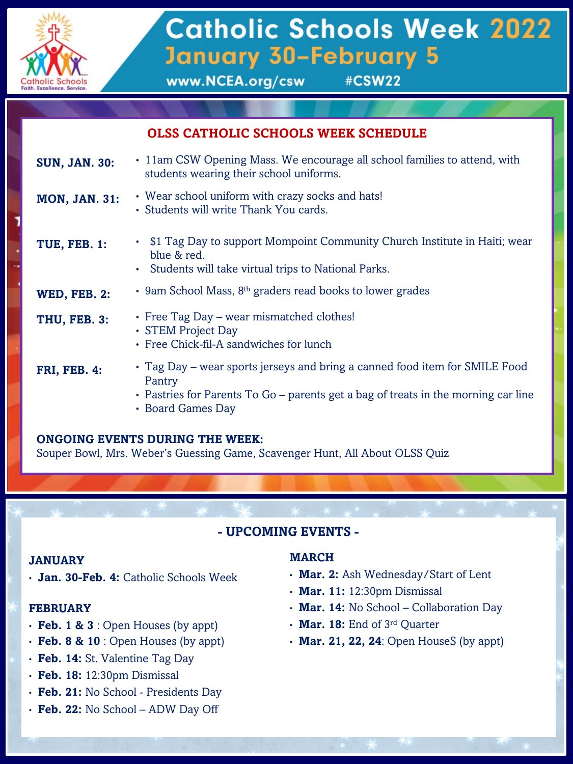# Catholic Schools Week 2022

## January 30–February 5

www.NCEA.org/csw #CSW22

Catholic Schools
Faith. Excellence. Service.

## OLSS CATHOLIC SCHOOLS WEEK SCHEDULE

**SUN, JAN. 30:**
- 11am CSW Opening Mass. We encourage all school families to attend, with students wearing their school uniforms.

**MON, JAN. 31:**
- Wear school uniform with crazy socks and hats!
- Students will write Thank You cards.

**TUE, FEB. 1:**
- $1 Tag Day to support Mompoint Community Church Institute in Haiti; wear blue & red.
- Students will take virtual trips to National Parks.

**WED, FEB. 2:**
- 9am School Mass, 8th graders read books to lower grades

**THU, FEB. 3:**
- Free Tag Day – wear mismatched clothes!
- STEM Project Day
- Free Chick-fil-A sandwiches for lunch

**FRI, FEB. 4:**
- Tag Day – wear sports jerseys and bring a canned food item for SMILE Food Pantry
- Pastries for Parents To Go – parents get a bag of treats in the morning car line
- Board Games Day

**ONGOING EVENTS DURING THE WEEK:**
Souper Bowl, Mrs. Weber's Guessing Game, Scavenger Hunt, All About OLSS Quiz

## - UPCOMING EVENTS -

### JANUARY
- **Jan. 30-Feb. 4:** Catholic Schools Week

### FEBRUARY
- **Feb. 1 & 3** : Open Houses (by appt)
- **Feb. 8 & 10** : Open Houses (by appt)
- **Feb. 14:** St. Valentine Tag Day
- **Feb. 18:** 12:30pm Dismissal
- **Feb. 21:** No School - Presidents Day
- **Feb. 22:** No School – ADW Day Off

### MARCH
- **Mar. 2:** Ash Wednesday/Start of Lent
- **Mar. 11:** 12:30pm Dismissal
- **Mar. 14:** No School – Collaboration Day
- **Mar. 18:** End of 3rd Quarter
- **Mar. 21, 22, 24**: Open HouseS (by appt)